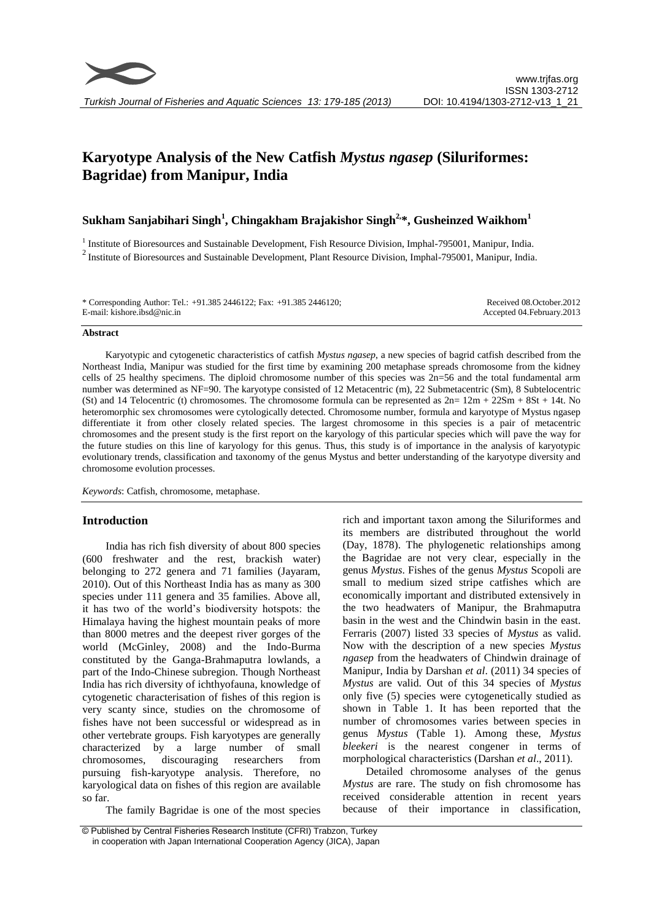# Karyotype Analysis of the New Catfish *Mystus ngasep* (Siluriformes: Bagridae) from Manipur, India

**Sukham Sanjabihari Singh[1], Chingakham Brajakishor Singh[2,]\*, Gusheinzed Waikhom[1]**

[1] Institute of Bioresources and Sustainable Development, Fish Resource Division, Imphal-795001, Manipur, India.

[2] Institute of Bioresources and Sustainable Development, Plant Resource Division, Imphal-795001, Manipur, India.

\* Corresponding Author: Tel.: +91.385 2446122; Fax: +91.385 2446120;
E-mail: kishore.ibsd@nic.in

Received 08.October.2012
Accepted 04.February.2013

### Abstract

Karyotypic and cytogenetic characteristics of catfish *Mystus ngasep*, a new species of bagrid catfish described from the Northeast India, Manipur was studied for the first time by examining 200 metaphase spreads chromosome from the kidney cells of 25 healthy specimens. The diploid chromosome number of this species was 2n=56 and the total fundamental arm number was determined as NF=90. The karyotype consisted of 12 Metacentric (m), 22 Submetacentric (Sm), 8 Subtelocentric (St) and 14 Telocentric (t) chromosomes. The chromosome formula can be represented as 2n= 12m + 22Sm + 8St + 14t. No heteromorphic sex chromosomes were cytologically detected. Chromosome number, formula and karyotype of Mystus ngasep differentiate it from other closely related species. The largest chromosome in this species is a pair of metacentric chromosomes and the present study is the first report on the karyology of this particular species which will pave the way for the future studies on this line of karyology for this genus. Thus, this study is of importance in the analysis of karyotypic evolutionary trends, classification and taxonomy of the genus Mystus and better understanding of the karyotype diversity and chromosome evolution processes.

*Keywords*: Catfish, chromosome, metaphase.

## Introduction

India has rich fish diversity of about 800 species (600 freshwater and the rest, brackish water) belonging to 272 genera and 71 families (Jayaram, 2010). Out of this Northeast India has as many as 300 species under 111 genera and 35 families. Above all, it has two of the world's biodiversity hotspots: the Himalaya having the highest mountain peaks of more than 8000 metres and the deepest river gorges of the world (McGinley, 2008) and the Indo-Burma constituted by the Ganga-Brahmaputra lowlands, a part of the Indo-Chinese subregion. Though Northeast India has rich diversity of ichthyofauna, knowledge of cytogenetic characterisation of fishes of this region is very scanty since, studies on the chromosome of fishes have not been successful or widespread as in other vertebrate groups. Fish karyotypes are generally characterized by a large number of small chromosomes, discouraging researchers from pursuing fish-karyotype analysis. Therefore, no karyological data on fishes of this region are available so far.

The family Bagridae is one of the most species rich and important taxon among the Siluriformes and its members are distributed throughout the world (Day, 1878). The phylogenetic relationships among the Bagridae are not very clear, especially in the genus *Mystus*. Fishes of the genus *Mystus* Scopoli are small to medium sized stripe catfishes which are economically important and distributed extensively in the two headwaters of Manipur, the Brahmaputra basin in the west and the Chindwin basin in the east. Ferraris (2007) listed 33 species of *Mystus* as valid. Now with the description of a new species *Mystus ngasep* from the headwaters of Chindwin drainage of Manipur, India by Darshan *et al*. (2011) 34 species of *Mystus* are valid. Out of this 34 species of *Mystus* only five (5) species were cytogenetically studied as shown in Table 1. It has been reported that the number of chromosomes varies between species in genus *Mystus* (Table 1). Among these, *Mystus bleekeri* is the nearest congener in terms of morphological characteristics (Darshan *et al*., 2011).

Detailed chromosome analyses of the genus *Mystus* are rare. The study on fish chromosome has received considerable attention in recent years because of their importance in classification,

© Published by Central Fisheries Research Institute (CFRI) Trabzon, Turkey in cooperation with Japan International Cooperation Agency (JICA), Japan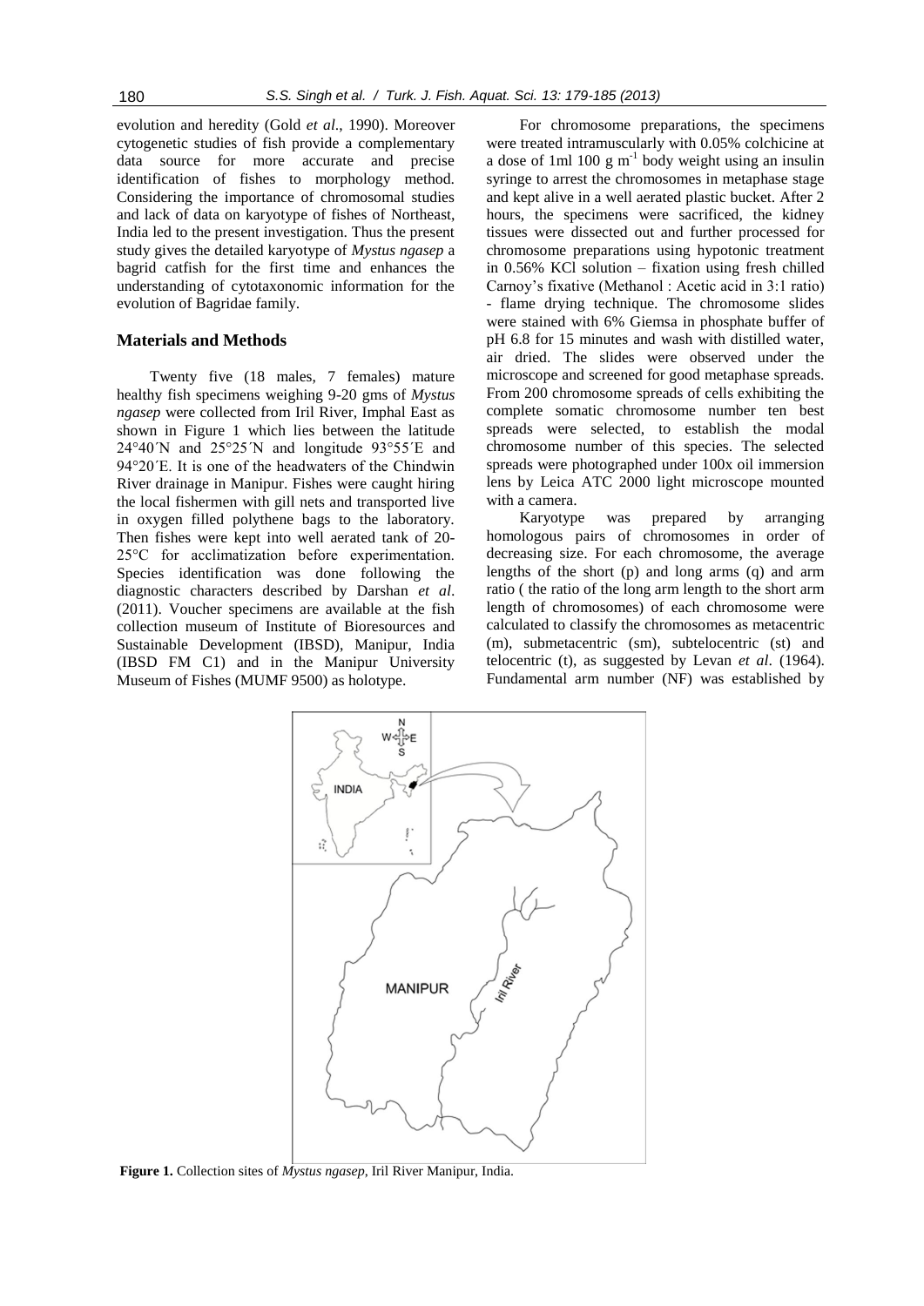evolution and heredity (Gold *et al*., 1990). Moreover cytogenetic studies of fish provide a complementary data source for more accurate and precise identification of fishes to morphology method. Considering the importance of chromosomal studies and lack of data on karyotype of fishes of Northeast, India led to the present investigation. Thus the present study gives the detailed karyotype of *Mystus ngasep* a bagrid catfish for the first time and enhances the understanding of cytotaxonomic information for the evolution of Bagridae family.

## Materials and Methods

Twenty five (18 males, 7 females) mature healthy fish specimens weighing 9-20 gms of *Mystus ngasep* were collected from Iril River, Imphal East as shown in Figure 1 which lies between the latitude 24°40´N and 25°25´N and longitude 93°55´E and 94°20´E. It is one of the headwaters of the Chindwin River drainage in Manipur. Fishes were caught hiring the local fishermen with gill nets and transported live in oxygen filled polythene bags to the laboratory. Then fishes were kept into well aerated tank of 20-25°C for acclimatization before experimentation. Species identification was done following the diagnostic characters described by Darshan *et al*. (2011). Voucher specimens are available at the fish collection museum of Institute of Bioresources and Sustainable Development (IBSD), Manipur, India (IBSD FM C1) and in the Manipur University Museum of Fishes (MUMF 9500) as holotype.

For chromosome preparations, the specimens were treated intramuscularly with 0.05% colchicine at a dose of 1ml 100 g m$^{-1}$ body weight using an insulin syringe to arrest the chromosomes in metaphase stage and kept alive in a well aerated plastic bucket. After 2 hours, the specimens were sacrificed, the kidney tissues were dissected out and further processed for chromosome preparations using hypotonic treatment in 0.56% KCl solution – fixation using fresh chilled Carnoy's fixative (Methanol : Acetic acid in 3:1 ratio) - flame drying technique. The chromosome slides were stained with 6% Giemsa in phosphate buffer of pH 6.8 for 15 minutes and wash with distilled water, air dried. The slides were observed under the microscope and screened for good metaphase spreads. From 200 chromosome spreads of cells exhibiting the complete somatic chromosome number ten best spreads were selected, to establish the modal chromosome number of this species. The selected spreads were photographed under 100x oil immersion lens by Leica ATC 2000 light microscope mounted with a camera.

Karyotype was prepared by arranging homologous pairs of chromosomes in order of decreasing size. For each chromosome, the average lengths of the short (p) and long arms (q) and arm ratio ( the ratio of the long arm length to the short arm length of chromosomes) of each chromosome were calculated to classify the chromosomes as metacentric (m), submetacentric (sm), subtelocentric (st) and telocentric (t), as suggested by Levan *et al*. (1964). Fundamental arm number (NF) was established by

**Figure 1.** Collection sites of *Mystus ngasep*, Iril River Manipur, India.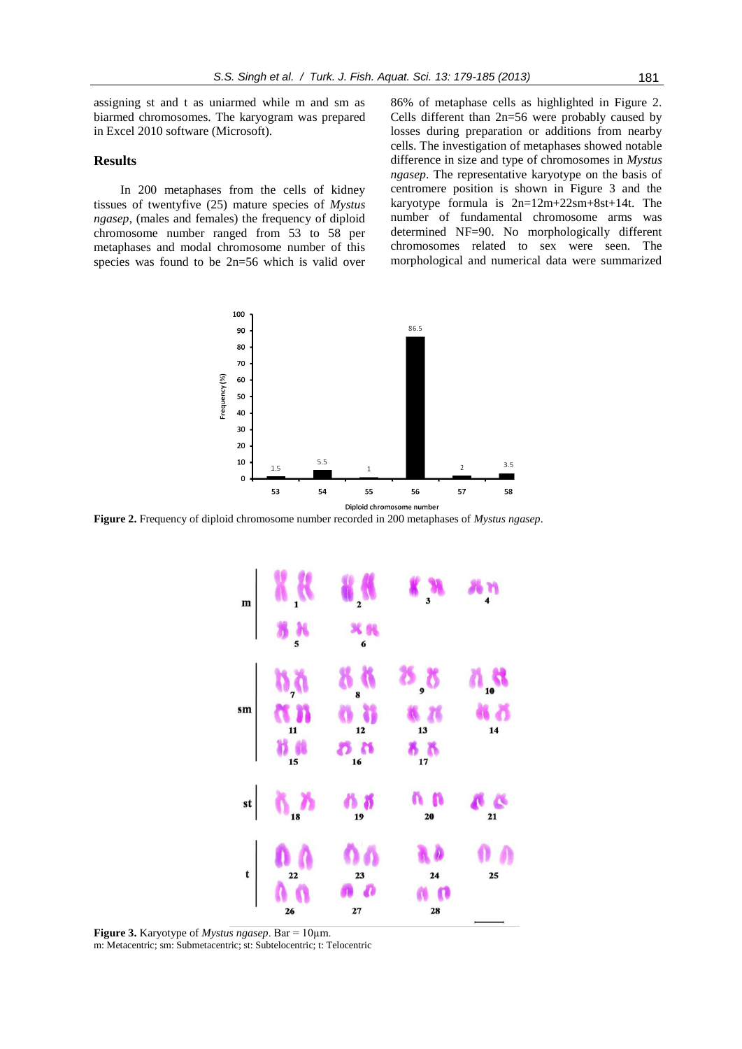assigning st and t as uniarmed while m and sm as biarmed chromosomes. The karyogram was prepared in Excel 2010 software (Microsoft).

## Results

In 200 metaphases from the cells of kidney tissues of twentyfive (25) mature species of *Mystus ngasep*, (males and females) the frequency of diploid chromosome number ranged from 53 to 58 per metaphases and modal chromosome number of this species was found to be 2n=56 which is valid over 86% of metaphase cells as highlighted in Figure 2. Cells different than 2n=56 were probably caused by losses during preparation or additions from nearby cells. The investigation of metaphases showed notable difference in size and type of chromosomes in *Mystus ngasep*. The representative karyotype on the basis of centromere position is shown in Figure 3 and the karyotype formula is 2n=12m+22sm+8st+14t. The number of fundamental chromosome arms was determined NF=90. No morphologically different chromosomes related to sex were seen. The morphological and numerical data were summarized

**Figure 2.** Frequency of diploid chromosome number recorded in 200 metaphases of *Mystus ngasep*.

**Figure 3.** Karyotype of *Mystus ngasep*. Bar = 10µm.
m: Metacentric; sm: Submetacentric; st: Subtelocentric; t: Telocentric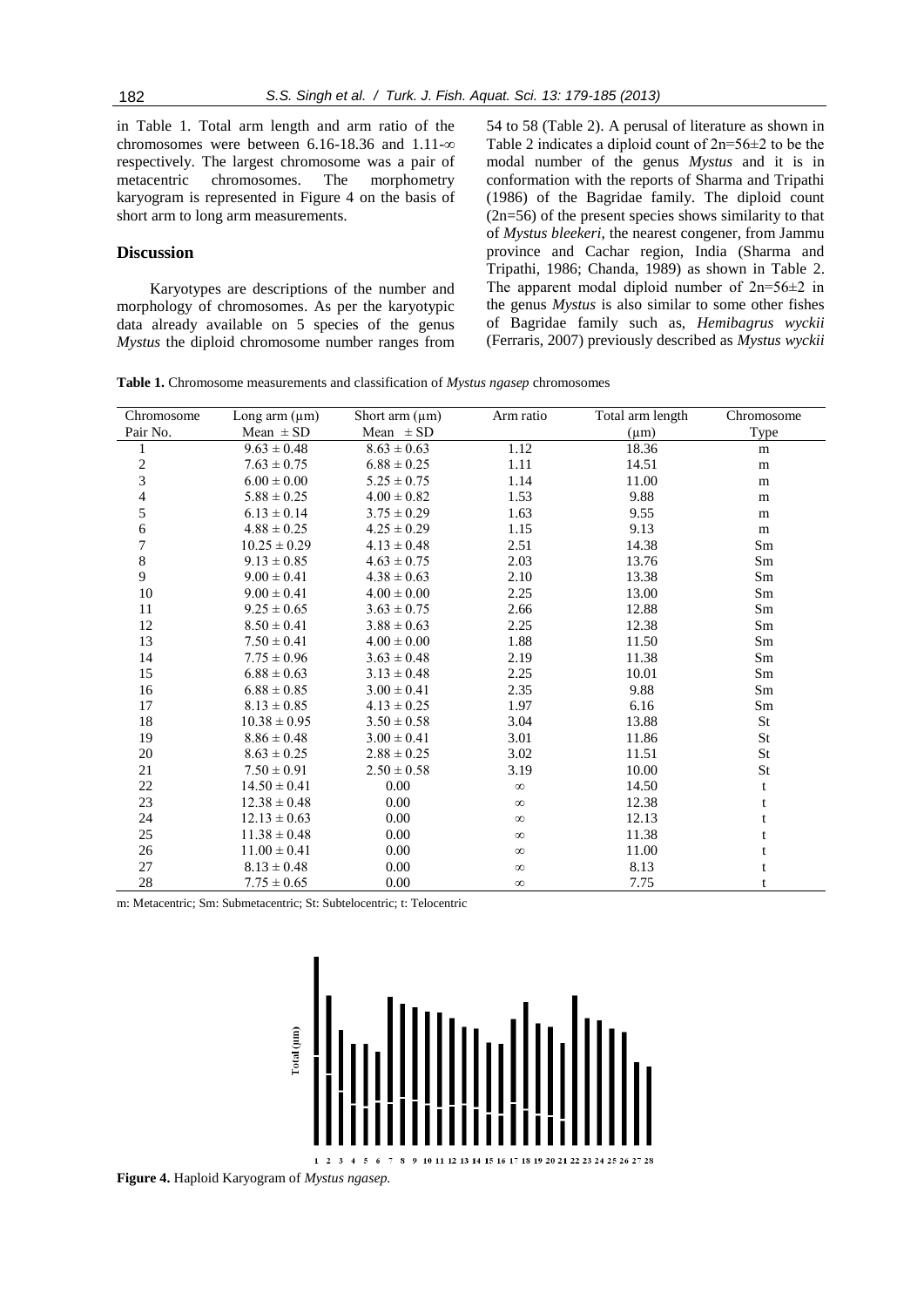in Table 1. Total arm length and arm ratio of the chromosomes were between 6.16-18.36 and 1.11-∞ respectively. The largest chromosome was a pair of metacentric chromosomes. The morphometry karyogram is represented in Figure 4 on the basis of short arm to long arm measurements.

## Discussion

Karyotypes are descriptions of the number and morphology of chromosomes. As per the karyotypic data already available on 5 species of the genus *Mystus* the diploid chromosome number ranges from 54 to 58 (Table 2). A perusal of literature as shown in Table 2 indicates a diploid count of 2n=56±2 to be the modal number of the genus *Mystus* and it is in conformation with the reports of Sharma and Tripathi (1986) of the Bagridae family. The diploid count (2n=56) of the present species shows similarity to that of *Mystus bleekeri*, the nearest congener, from Jammu province and Cachar region, India (Sharma and Tripathi, 1986; Chanda, 1989) as shown in Table 2. The apparent modal diploid number of 2n=56±2 in the genus *Mystus* is also similar to some other fishes of Bagridae family such as, *Hemibagrus wyckii* (Ferraris, 2007) previously described as *Mystus wyckii*

**Table 1.** Chromosome measurements and classification of *Mystus ngasep* chromosomes

| Chromosome Pair No. | Long arm (μm) Mean ± SD | Short arm (μm) Mean ± SD | Arm ratio | Total arm length (μm) | Chromosome Type |
|---|---|---|---|---|---|
| 1 | 9.63 ± 0.48 | 8.63 ± 0.63 | 1.12 | 18.36 | m |
| 2 | 7.63 ± 0.75 | 6.88 ± 0.25 | 1.11 | 14.51 | m |
| 3 | 6.00 ± 0.00 | 5.25 ± 0.75 | 1.14 | 11.00 | m |
| 4 | 5.88 ± 0.25 | 4.00 ± 0.82 | 1.53 | 9.88 | m |
| 5 | 6.13 ± 0.14 | 3.75 ± 0.29 | 1.63 | 9.55 | m |
| 6 | 4.88 ± 0.25 | 4.25 ± 0.29 | 1.15 | 9.13 | m |
| 7 | 10.25 ± 0.29 | 4.13 ± 0.48 | 2.51 | 14.38 | Sm |
| 8 | 9.13 ± 0.85 | 4.63 ± 0.75 | 2.03 | 13.76 | Sm |
| 9 | 9.00 ± 0.41 | 4.38 ± 0.63 | 2.10 | 13.38 | Sm |
| 10 | 9.00 ± 0.41 | 4.00 ± 0.00 | 2.25 | 13.00 | Sm |
| 11 | 9.25 ± 0.65 | 3.63 ± 0.75 | 2.66 | 12.88 | Sm |
| 12 | 8.50 ± 0.41 | 3.88 ± 0.63 | 2.25 | 12.38 | Sm |
| 13 | 7.50 ± 0.41 | 4.00 ± 0.00 | 1.88 | 11.50 | Sm |
| 14 | 7.75 ± 0.96 | 3.63 ± 0.48 | 2.19 | 11.38 | Sm |
| 15 | 6.88 ± 0.63 | 3.13 ± 0.48 | 2.25 | 10.01 | Sm |
| 16 | 6.88 ± 0.85 | 3.00 ± 0.41 | 2.35 | 9.88 | Sm |
| 17 | 8.13 ± 0.85 | 4.13 ± 0.25 | 1.97 | 6.16 | Sm |
| 18 | 10.38 ± 0.95 | 3.50 ± 0.58 | 3.04 | 13.88 | St |
| 19 | 8.86 ± 0.48 | 3.00 ± 0.41 | 3.01 | 11.86 | St |
| 20 | 8.63 ± 0.25 | 2.88 ± 0.25 | 3.02 | 11.51 | St |
| 21 | 7.50 ± 0.91 | 2.50 ± 0.58 | 3.19 | 10.00 | St |
| 22 | 14.50 ± 0.41 | 0.00 | ∞ | 14.50 | t |
| 23 | 12.38 ± 0.48 | 0.00 | ∞ | 12.38 | t |
| 24 | 12.13 ± 0.63 | 0.00 | ∞ | 12.13 | t |
| 25 | 11.38 ± 0.48 | 0.00 | ∞ | 11.38 | t |
| 26 | 11.00 ± 0.41 | 0.00 | ∞ | 11.00 | t |
| 27 | 8.13 ± 0.48 | 0.00 | ∞ | 8.13 | t |
| 28 | 7.75 ± 0.65 | 0.00 | ∞ | 7.75 | t |

m: Metacentric; Sm: Submetacentric; St: Subtelocentric; t: Telocentric

**Figure 4.** Haploid Karyogram of *Mystus ngasep.*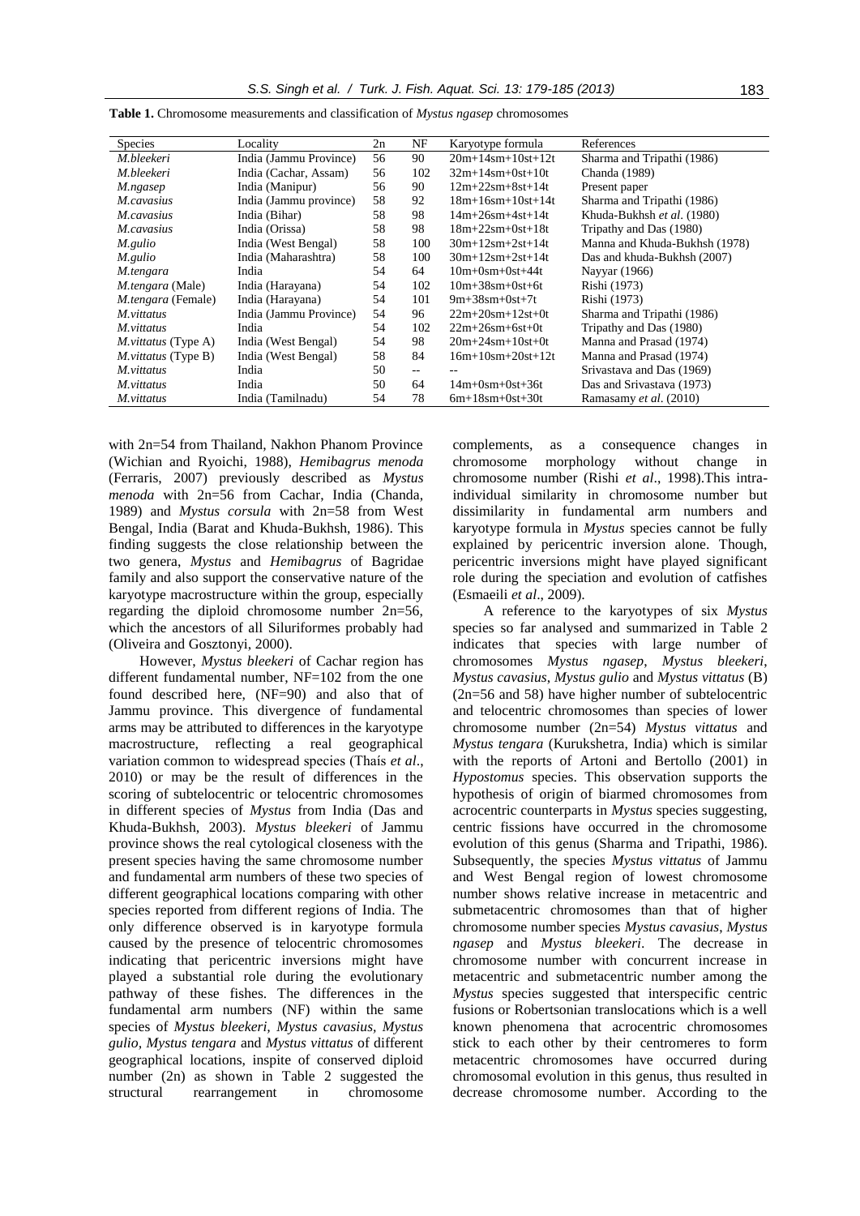**Table 1.** Chromosome measurements and classification of *Mystus ngasep* chromosomes

| Species | Locality | 2n | NF | Karyotype formula | References |
|---|---|---|---|---|---|
| *M.bleekeri* | India (Jammu Province) | 56 | 90 | 20m+14sm+10st+12t | Sharma and Tripathi (1986) |
| *M.bleekeri* | India (Cachar, Assam) | 56 | 102 | 32m+14sm+0st+10t | Chanda (1989) |
| *M.ngasep* | India (Manipur) | 56 | 90 | 12m+22sm+8st+14t | Present paper |
| *M.cavasius* | India (Jammu province) | 58 | 92 | 18m+16sm+10st+14t | Sharma and Tripathi (1986) |
| *M.cavasius* | India (Bihar) | 58 | 98 | 14m+26sm+4st+14t | Khuda-Bukhsh *et al*. (1980) |
| *M.cavasius* | India (Orissa) | 58 | 98 | 18m+22sm+0st+18t | Tripathy and Das (1980) |
| *M.gulio* | India (West Bengal) | 58 | 100 | 30m+12sm+2st+14t | Manna and Khuda-Bukhsh (1978) |
| *M.gulio* | India (Maharashtra) | 58 | 100 | 30m+12sm+2st+14t | Das and khuda-Bukhsh (2007) |
| *M.tengara* | India | 54 | 64 | 10m+0sm+0st+44t | Nayyar (1966) |
| *M.tengara* (Male) | India (Harayana) | 54 | 102 | 10m+38sm+0st+6t | Rishi (1973) |
| *M.tengara* (Female) | India (Harayana) | 54 | 101 | 9m+38sm+0st+7t | Rishi (1973) |
| *M.vittatus* | India (Jammu Province) | 54 | 96 | 22m+20sm+12st+0t | Sharma and Tripathi (1986) |
| *M.vittatus* | India | 54 | 102 | 22m+26sm+6st+0t | Tripathy and Das (1980) |
| *M.vittatus* (Type A) | India (West Bengal) | 54 | 98 | 20m+24sm+10st+0t | Manna and Prasad (1974) |
| *M.vittatus* (Type B) | India (West Bengal) | 58 | 84 | 16m+10sm+20st+12t | Manna and Prasad (1974) |
| *M.vittatus* | India | 50 | -- | -- | Srivastava and Das (1969) |
| *M.vittatus* | India | 50 | 64 | 14m+0sm+0st+36t | Das and Srivastava (1973) |
| *M.vittatus* | India (Tamilnadu) | 54 | 78 | 6m+18sm+0st+30t | Ramasamy *et al*. (2010) |

with 2n=54 from Thailand, Nakhon Phanom Province (Wichian and Ryoichi, 1988), *Hemibagrus menoda* (Ferraris, 2007) previously described as *Mystus menoda* with 2n=56 from Cachar, India (Chanda, 1989) and *Mystus corsula* with 2n=58 from West Bengal, India (Barat and Khuda-Bukhsh, 1986). This finding suggests the close relationship between the two genera, *Mystus* and *Hemibagrus* of Bagridae family and also support the conservative nature of the karyotype macrostructure within the group, especially regarding the diploid chromosome number 2n=56, which the ancestors of all Siluriformes probably had (Oliveira and Gosztonyi, 2000).

However, *Mystus bleekeri* of Cachar region has different fundamental number, NF=102 from the one found described here, (NF=90) and also that of Jammu province. This divergence of fundamental arms may be attributed to differences in the karyotype macrostructure, reflecting a real geographical variation common to widespread species (Thaís *et al*., 2010) or may be the result of differences in the scoring of subtelocentric or telocentric chromosomes in different species of *Mystus* from India (Das and Khuda-Bukhsh, 2003). *Mystus bleekeri* of Jammu province shows the real cytological closeness with the present species having the same chromosome number and fundamental arm numbers of these two species of different geographical locations comparing with other species reported from different regions of India. The only difference observed is in karyotype formula caused by the presence of telocentric chromosomes indicating that pericentric inversions might have played a substantial role during the evolutionary pathway of these fishes. The differences in the fundamental arm numbers (NF) within the same species of *Mystus bleekeri*, *Mystus cavasius*, *Mystus gulio*, *Mystus tengara* and *Mystus vittatus* of different geographical locations, inspite of conserved diploid number (2n) as shown in Table 2 suggested the structural rearrangement in chromosome complements, as a consequence changes in chromosome morphology without change in chromosome number (Rishi *et al*., 1998).This intra-individual similarity in chromosome number but dissimilarity in fundamental arm numbers and karyotype formula in *Mystus* species cannot be fully explained by pericentric inversion alone. Though, pericentric inversions might have played significant role during the speciation and evolution of catfishes (Esmaeili *et al*., 2009).

A reference to the karyotypes of six *Mystus* species so far analysed and summarized in Table 2 indicates that species with large number of chromosomes *Mystus ngasep*, *Mystus bleekeri*, *Mystus cavasius*, *Mystus gulio* and *Mystus vittatus* (B) (2n=56 and 58) have higher number of subtelocentric and telocentric chromosomes than species of lower chromosome number (2n=54) *Mystus vittatus* and *Mystus tengara* (Kurukshetra, India) which is similar with the reports of Artoni and Bertollo (2001) in *Hypostomus* species. This observation supports the hypothesis of origin of biarmed chromosomes from acrocentric counterparts in *Mystus* species suggesting, centric fissions have occurred in the chromosome evolution of this genus (Sharma and Tripathi, 1986). Subsequently, the species *Mystus vittatus* of Jammu and West Bengal region of lowest chromosome number shows relative increase in metacentric and submetacentric chromosomes than that of higher chromosome number species *Mystus cavasius*, *Mystus ngasep* and *Mystus bleekeri*. The decrease in chromosome number with concurrent increase in metacentric and submetacentric number among the *Mystus* species suggested that interspecific centric fusions or Robertsonian translocations which is a well known phenomena that acrocentric chromosomes stick to each other by their centromeres to form metacentric chromosomes have occurred during chromosomal evolution in this genus, thus resulted in decrease chromosome number. According to the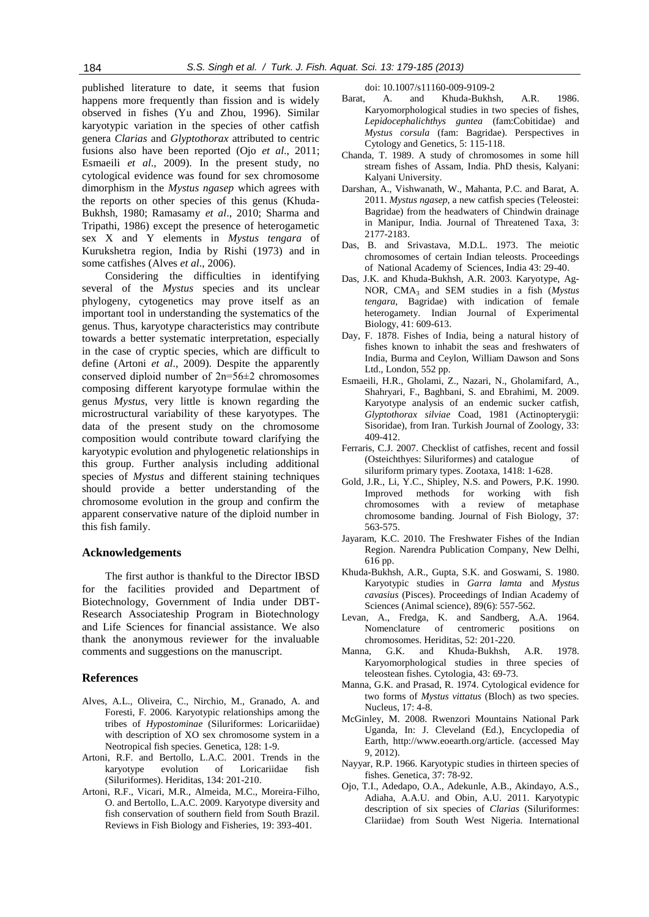published literature to date, it seems that fusion happens more frequently than fission and is widely observed in fishes (Yu and Zhou, 1996). Similar karyotypic variation in the species of other catfish genera *Clarias* and *Glyptothorax* attributed to centric fusions also have been reported (Ojo *et al*., 2011; Esmaeili *et al*., 2009). In the present study, no cytological evidence was found for sex chromosome dimorphism in the *Mystus ngasep* which agrees with the reports on other species of this genus (Khuda-Bukhsh, 1980; Ramasamy *et al*., 2010; Sharma and Tripathi, 1986) except the presence of heterogametic sex X and Y elements in *Mystus tengara* of Kurukshetra region, India by Rishi (1973) and in some catfishes (Alves *et al*., 2006).

Considering the difficulties in identifying several of the *Mystus* species and its unclear phylogeny, cytogenetics may prove itself as an important tool in understanding the systematics of the genus. Thus, karyotype characteristics may contribute towards a better systematic interpretation, especially in the case of cryptic species, which are difficult to define (Artoni *et al*., 2009). Despite the apparently conserved diploid number of 2n=56±2 chromosomes composing different karyotype formulae within the genus *Mystus*, very little is known regarding the microstructural variability of these karyotypes. The data of the present study on the chromosome composition would contribute toward clarifying the karyotypic evolution and phylogenetic relationships in this group. Further analysis including additional species of *Mystus* and different staining techniques should provide a better understanding of the chromosome evolution in the group and confirm the apparent conservative nature of the diploid number in this fish family.

## Acknowledgements

The first author is thankful to the Director IBSD for the facilities provided and Department of Biotechnology, Government of India under DBT-Research Associateship Program in Biotechnology and Life Sciences for financial assistance. We also thank the anonymous reviewer for the invaluable comments and suggestions on the manuscript.

## References

Alves, A.L., Oliveira, C., Nirchio, M., Granado, A. and Foresti, F. 2006. Karyotypic relationships among the tribes of *Hypostominae* (Siluriformes: Loricariidae) with description of XO sex chromosome system in a Neotropical fish species. Genetica, 128: 1-9.

Artoni, R.F. and Bertollo, L.A.C. 2001. Trends in the karyotype evolution of Loricariidae fish (Siluriformes). Hereditas, 134: 201-210.

Artoni, R.F., Vicari, M.R., Almeida, M.C., Moreira-Filho, O. and Bertollo, L.A.C. 2009. Karyotype diversity and fish conservation of southern field from South Brazil. Reviews in Fish Biology and Fisheries, 19: 393-401. doi: 10.1007/s11160-009-9109-2

Barat, A. and Khuda-Bukhsh, A.R. 1986. Karyomorphological studies in two species of fishes, *Lepidocephalichthys guntea* (fam:Cobitidae) and *Mystus corsula* (fam: Bagridae). Perspectives in Cytology and Genetics, 5: 115-118.

Chanda, T. 1989. A study of chromosomes in some hill stream fishes of Assam, India. PhD thesis, Kalyani: Kalyani University.

Darshan, A., Vishwanath, W., Mahanta, P.C. and Barat, A. 2011. *Mystus ngasep*, a new catfish species (Teleostei: Bagridae) from the headwaters of Chindwin drainage in Manipur, India. Journal of Threatened Taxa, 3: 2177-2183.

Das, B. and Srivastava, M.D.L. 1973. The meiotic chromosomes of certain Indian teleosts. Proceedings of National Academy of Sciences, India 43: 29-40.

Das, J.K. and Khuda-Bukhsh, A.R. 2003. Karyotype, Ag-NOR, $CMA_3$ and SEM studies in a fish (*Mystus tengara*, Bagridae) with indication of female heterogamety. Indian Journal of Experimental Biology, 41: 609-613.

Day, F. 1878. Fishes of India, being a natural history of fishes known to inhabit the seas and freshwaters of India, Burma and Ceylon, William Dawson and Sons Ltd., London, 552 pp.

Esmaeili, H.R., Gholami, Z., Nazari, N., Gholamifard, A., Shahryari, F., Baghbani, S. and Ebrahimi, M. 2009. Karyotype analysis of an endemic sucker catfish, *Glyptothorax silviae* Coad, 1981 (Actinopterygii: Sisoridae), from Iran. Turkish Journal of Zoology, 33: 409-412.

Ferraris, C.J. 2007. Checklist of catfishes, recent and fossil (Osteichthyes: Siluriformes) and catalogue of siluriform primary types. Zootaxa, 1418: 1-628.

Gold, J.R., Li, Y.C., Shipley, N.S. and Powers, P.K. 1990. Improved methods for working with fish chromosomes with a review of metaphase chromosome banding. Journal of Fish Biology, 37: 563-575.

Jayaram, K.C. 2010. The Freshwater Fishes of the Indian Region. Narendra Publication Company, New Delhi, 616 pp.

Khuda-Bukhsh, A.R., Gupta, S.K. and Goswami, S. 1980. Karyotypic studies in *Garra lamta* and *Mystus cavasius* (Pisces). Proceedings of Indian Academy of Sciences (Animal science), 89(6): 557-562.

Levan, A., Fredga, K. and Sandberg, A.A. 1964. Nomenclature of centromeric positions on chromosomes. Heriditas, 52: 201-220.

Manna, G.K. and Khuda-Bukhsh, A.R. 1978. Karyomorphological studies in three species of teleostean fishes. Cytologia, 43: 69-73.

Manna, G.K. and Prasad, R. 1974. Cytological evidence for two forms of *Mystus vittatus* (Bloch) as two species. Nucleus, 17: 4-8.

McGinley, M. 2008. Rwenzori Mountains National Park Uganda, In: J. Cleveland (Ed.), Encyclopedia of Earth, http://www.eoearth.org/article. (accessed May 9, 2012).

Nayyar, R.P. 1966. Karyotypic studies in thirteen species of fishes. Genetica, 37: 78-92.

Ojo, T.I., Adedapo, O.A., Adekunle, A.B., Akindayo, A.S., Adiaha, A.A.U. and Obin, A.U. 2011. Karyotypic description of six species of *Clarias* (Siluriformes: Clariidae) from South West Nigeria. International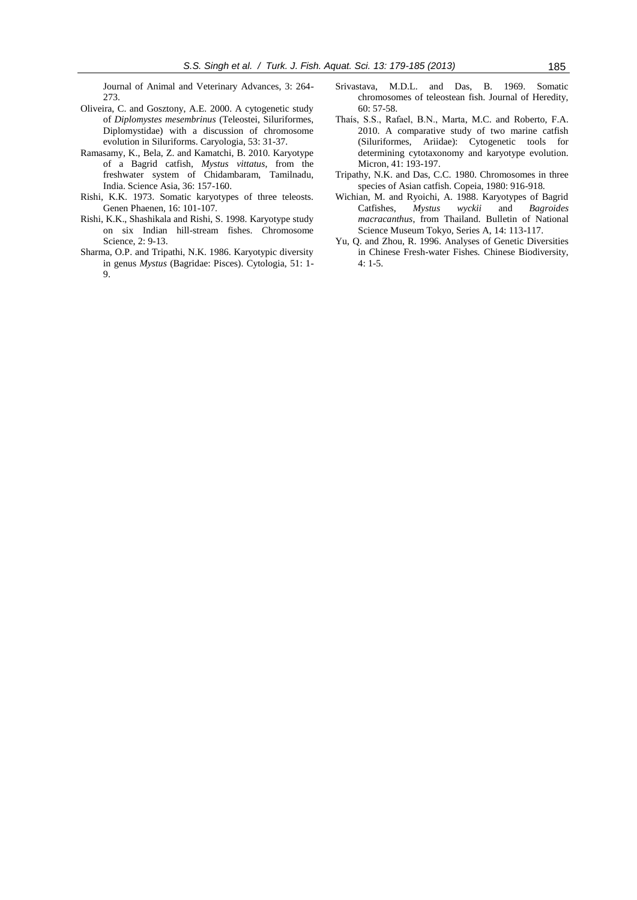Journal of Animal and Veterinary Advances, 3: 264-273.

Oliveira, C. and Gosztony, A.E. 2000. A cytogenetic study of *Diplomystes mesembrinus* (Teleostei, Siluriformes, Diplomystidae) with a discussion of chromosome evolution in Siluriforms. Caryologia, 53: 31-37.

Ramasamy, K., Bela, Z. and Kamatchi, B. 2010. Karyotype of a Bagrid catfish, *Mystus vittatus*, from the freshwater system of Chidambaram, Tamilnadu, India. Science Asia, 36: 157-160.

Rishi, K.K. 1973. Somatic karyotypes of three teleosts. Genen Phaenen, 16: 101-107.

Rishi, K.K., Shashikala and Rishi, S. 1998. Karyotype study on six Indian hill-stream fishes. Chromosome Science, 2: 9-13.

Sharma, O.P. and Tripathi, N.K. 1986. Karyotypic diversity in genus *Mystus* (Bagridae: Pisces). Cytologia, 51: 1-9.

Srivastava, M.D.L. and Das, B. 1969. Somatic chromosomes of teleostean fish. Journal of Heredity, 60: 57-58.

Thais, S.S., Rafael, B.N., Marta, M.C. and Roberto, F.A. 2010. A comparative study of two marine catfish (Siluriformes, Ariidae): Cytogenetic tools for determining cytotaxonomy and karyotype evolution. Micron, 41: 193-197.

Tripathy, N.K. and Das, C.C. 1980. Chromosomes in three species of Asian catfish. Copeia, 1980: 916-918.

Wichian, M. and Ryoichi, A. 1988. Karyotypes of Bagrid Catfishes, *Mystus wyckii* and *Bagroides macracanthus*, from Thailand. Bulletin of National Science Museum Tokyo, Series A, 14: 113-117.

Yu, Q. and Zhou, R. 1996. Analyses of Genetic Diversities in Chinese Fresh-water Fishes. Chinese Biodiversity, 4: 1-5.